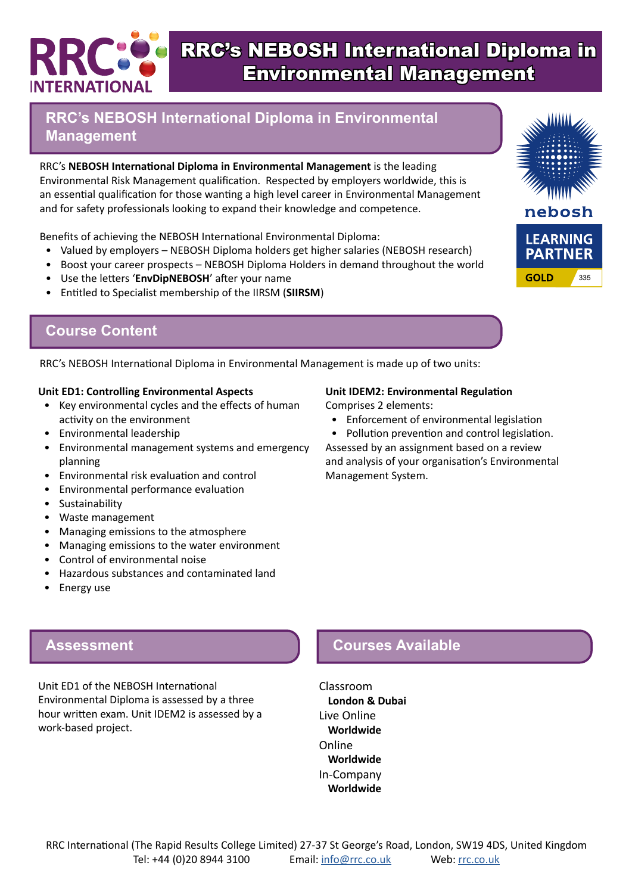# RRC's NEBOSH International Diploma in Environmental Management

## RRC's NEBOSH International Diploma in Environmental Management

RRC's **NEBOSH International Diploma in Environmental Management** is the leading Environmental Risk Management qualification. Respected by employers worldwide, this is an essential qualification for those wanting a high level career in Environmental Management and for safety professionals looking to expand their knowledge and competence.

Benefits of achieving the NEBOSH International Environmental Diploma:

- Valued by employers – NEBOSH Diploma holders get higher salaries (NEBOSH research)
- Boost your career prospects – NEBOSH Diploma Holders in demand throughout the world
- Use the letters '**EnvDipNEBOSH**' after your name
- Entitled to Specialist membership of the IIRSM (**SIIRSM**)

nebosh LEARNING PARTNER GOLD 335

## Course Content

RRC's NEBOSH International Diploma in Environmental Management is made up of two units:

**Unit ED1: Controlling Environmental Aspects**

- Key environmental cycles and the effects of human activity on the environment
- Environmental leadership
- Environmental management systems and emergency planning
- Environmental risk evaluation and control
- Environmental performance evaluation
- Sustainability
- Waste management
- Managing emissions to the atmosphere
- Managing emissions to the water environment
- Control of environmental noise
- Hazardous substances and contaminated land
- Energy use

**Unit IDEM2: Environmental Regulation**

Comprises 2 elements:

- Enforcement of environmental legislation
- Pollution prevention and control legislation.

Assessed by an assignment based on a review and analysis of your organisation's Environmental Management System.

## Assessment

Unit ED1 of the NEBOSH International Environmental Diploma is assessed by a three hour written exam. Unit IDEM2 is assessed by a work-based project.

## Courses Available

Classroom
**London & Dubai**

Live Online
**Worldwide**

Online
**Worldwide**

In-Company
**Worldwide**

RRC International (The Rapid Results College Limited) 27-37 St George's Road, London, SW19 4DS, United Kingdom
Tel: +44 (0)20 8944 3100 Email: info@rrc.co.uk Web: rrc.co.uk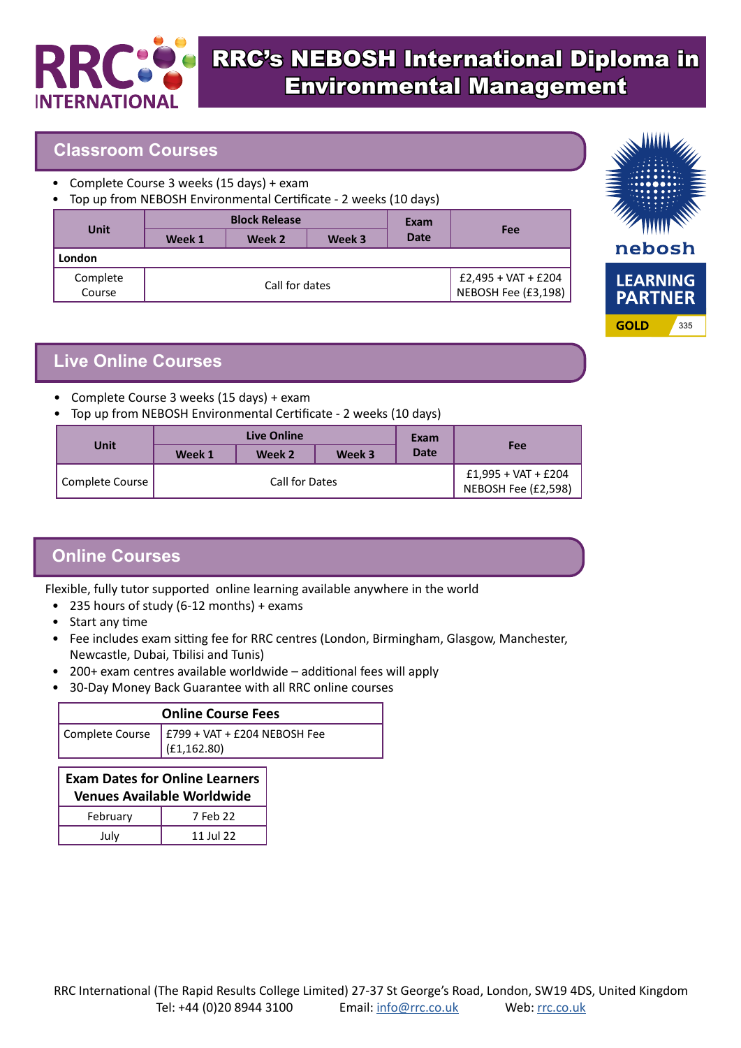# RRC's NEBOSH International Diploma in Environmental Management

## Classroom Courses

- Complete Course 3 weeks (15 days) + exam
- Top up from NEBOSH Environmental Certificate - 2 weeks (10 days)

| Unit | Block Release | | | Exam Date | Fee |
|---|---|---|---|---|---|
| | Week 1 | Week 2 | Week 3 | | |
| **London** | | | | | |
| Complete Course | Call for dates | | | | £2,495 + VAT + £204 NEBOSH Fee (£3,198) |

nebosh LEARNING PARTNER GOLD 335

## Live Online Courses

- Complete Course 3 weeks (15 days) + exam
- Top up from NEBOSH Environmental Certificate - 2 weeks (10 days)

| Unit | Live Online | | | Exam Date | Fee |
|---|---|---|---|---|---|
| | Week 1 | Week 2 | Week 3 | | |
| Complete Course | Call for Dates | | | | £1,995 + VAT + £204 NEBOSH Fee (£2,598) |

## Online Courses

Flexible, fully tutor supported online learning available anywhere in the world

- 235 hours of study (6-12 months) + exams
- Start any time
- Fee includes exam sitting fee for RRC centres (London, Birmingham, Glasgow, Manchester, Newcastle, Dubai, Tbilisi and Tunis)
- 200+ exam centres available worldwide – additional fees will apply
- 30-Day Money Back Guarantee with all RRC online courses

| Online Course Fees | |
|---|---|
| Complete Course | £799 + VAT + £204 NEBOSH Fee (£1,162.80) |

| Exam Dates for Online Learners Venues Available Worldwide | |
|---|---|
| February | 7 Feb 22 |
| July | 11 Jul 22 |

RRC International (The Rapid Results College Limited) 27-37 St George's Road, London, SW19 4DS, United Kingdom
Tel: +44 (0)20 8944 3100 Email: info@rrc.co.uk Web: rrc.co.uk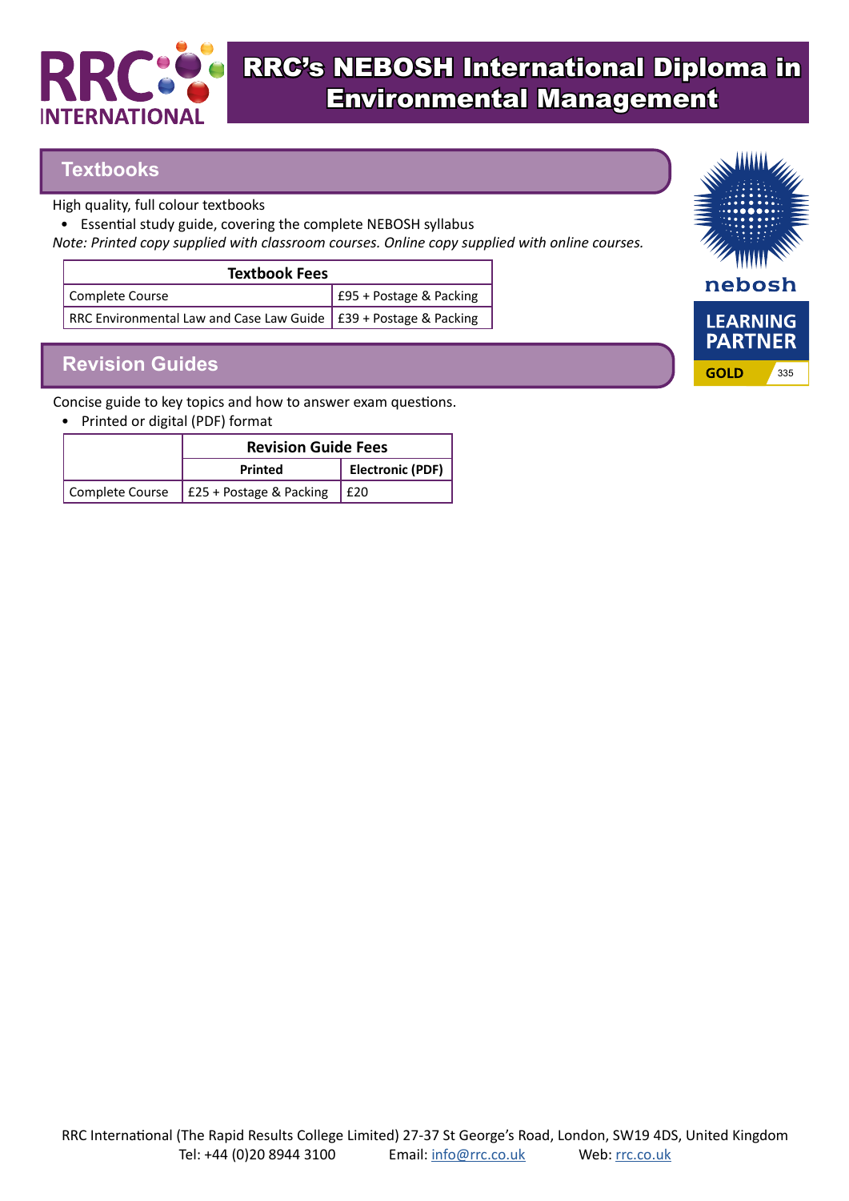# RRC's NEBOSH International Diploma in Environmental Management

## Textbooks

High quality, full colour textbooks

- Essential study guide, covering the complete NEBOSH syllabus

*Note: Printed copy supplied with classroom courses. Online copy supplied with online courses.*

| Textbook Fees | |
|---|---|
| Complete Course | £95 + Postage & Packing |
| RRC Environmental Law and Case Law Guide | £39 + Postage & Packing |

## Revision Guides

Concise guide to key topics and how to answer exam questions.

- Printed or digital (PDF) format

| | Revision Guide Fees | |
|---|---|---|
| | Printed | Electronic (PDF) |
| Complete Course | £25 + Postage & Packing | £20 |

nebosh LEARNING PARTNER GOLD 335

RRC International (The Rapid Results College Limited) 27-37 St George's Road, London, SW19 4DS, United Kingdom
Tel: +44 (0)20 8944 3100 Email: info@rrc.co.uk Web: rrc.co.uk